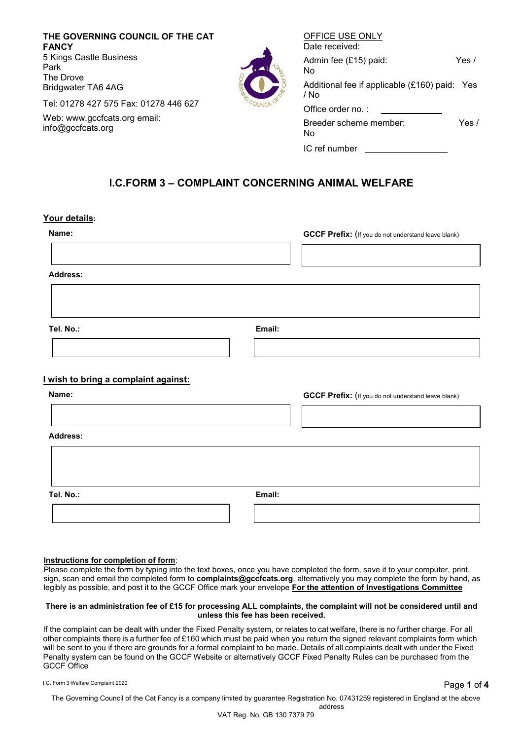**THE GOVERNING COUNCIL OF THE CAT FANCY**
5 Kings Castle Business Park
The Drove
Bridgwater TA6 4AG

Tel: 01278 427 575 Fax: 01278 446 627

Web: www.gccfcats.org email: info@gccfcats.org

OFFICE USE ONLY
Date received:
Admin fee (£15) paid: Yes / No
Additional fee if applicable (£160) paid: Yes / No
Office order no. : ____________
Breeder scheme member: Yes / No
IC ref number ____________

# I.C.FORM 3 – COMPLAINT CONCERNING ANIMAL WELFARE

## Your details:

**Name:**

**GCCF Prefix:** (If you do not understand leave blank)

**Address:**

**Tel. No.:**

**Email:**

## I wish to bring a complaint against:

**Name:**

**GCCF Prefix:** (If you do not understand leave blank)

**Address:**

**Tel. No.:**

**Email:**

**Instructions for completion of form**:
Please complete the form by typing into the text boxes, once you have completed the form, save it to your computer, print, sign, scan and email the completed form to **complaints@gccfcats.org**, alternatively you may complete the form by hand, as legibly as possible, and post it to the GCCF Office mark your envelope **For the attention of Investigations Committee**

**There is an administration fee of £15 for processing ALL complaints, the complaint will not be considered until and unless this fee has been received.**

If the complaint can be dealt with under the Fixed Penalty system, or relates to cat welfare, there is no further charge. For all other complaints there is a further fee of £160 which must be paid when you return the signed relevant complaints form which will be sent to you if there are grounds for a formal complaint to be made. Details of all complaints dealt with under the Fixed Penalty system can be found on the GCCF Website or alternatively GCCF Fixed Penalty Rules can be purchased from the GCCF Office

The Governing Council of the Cat Fancy is a company limited by guarantee Registration No. 07431259 registered in England at the above address
VAT Reg. No. GB 130 7379 79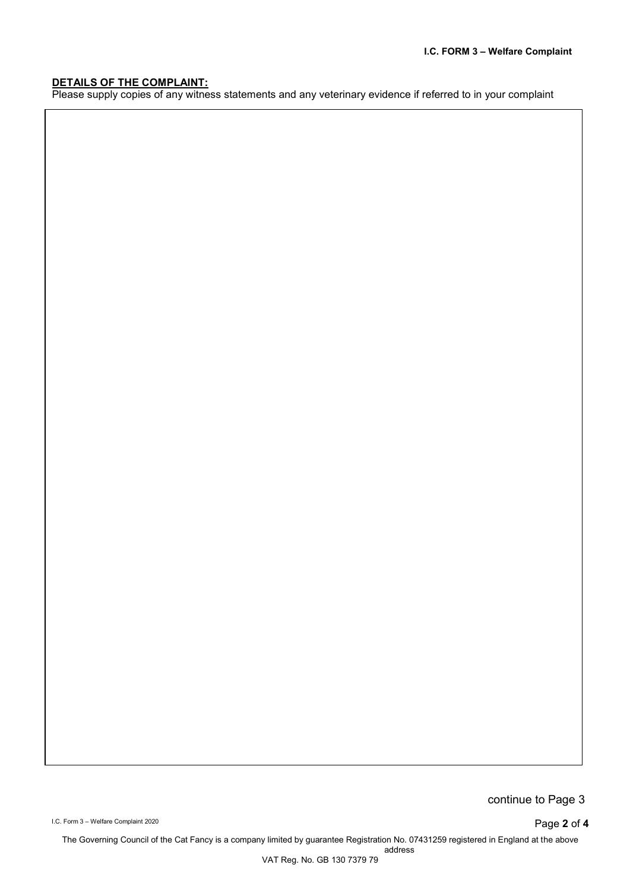**DETAILS OF THE COMPLAINT:**

Please supply copies of any witness statements and any veterinary evidence if referred to in your complaint

continue to Page 3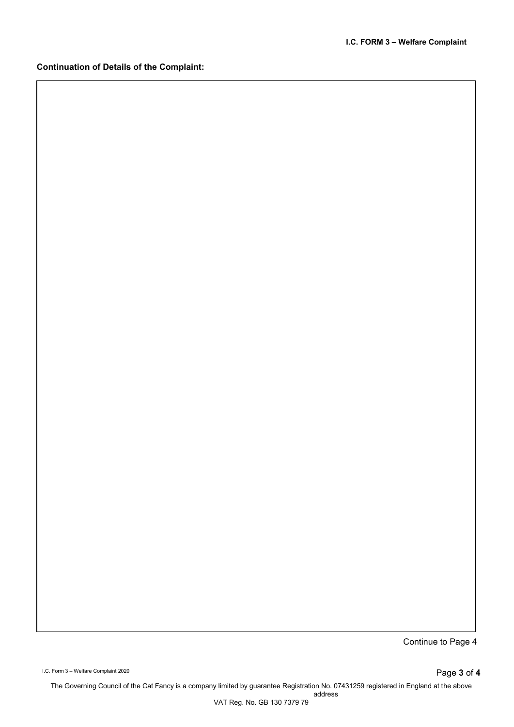**Continuation of Details of the Complaint:**

Continue to Page 4

The Governing Council of the Cat Fancy is a company limited by guarantee Registration No. 07431259 registered in England at the above address

VAT Reg. No. GB 130 7379 79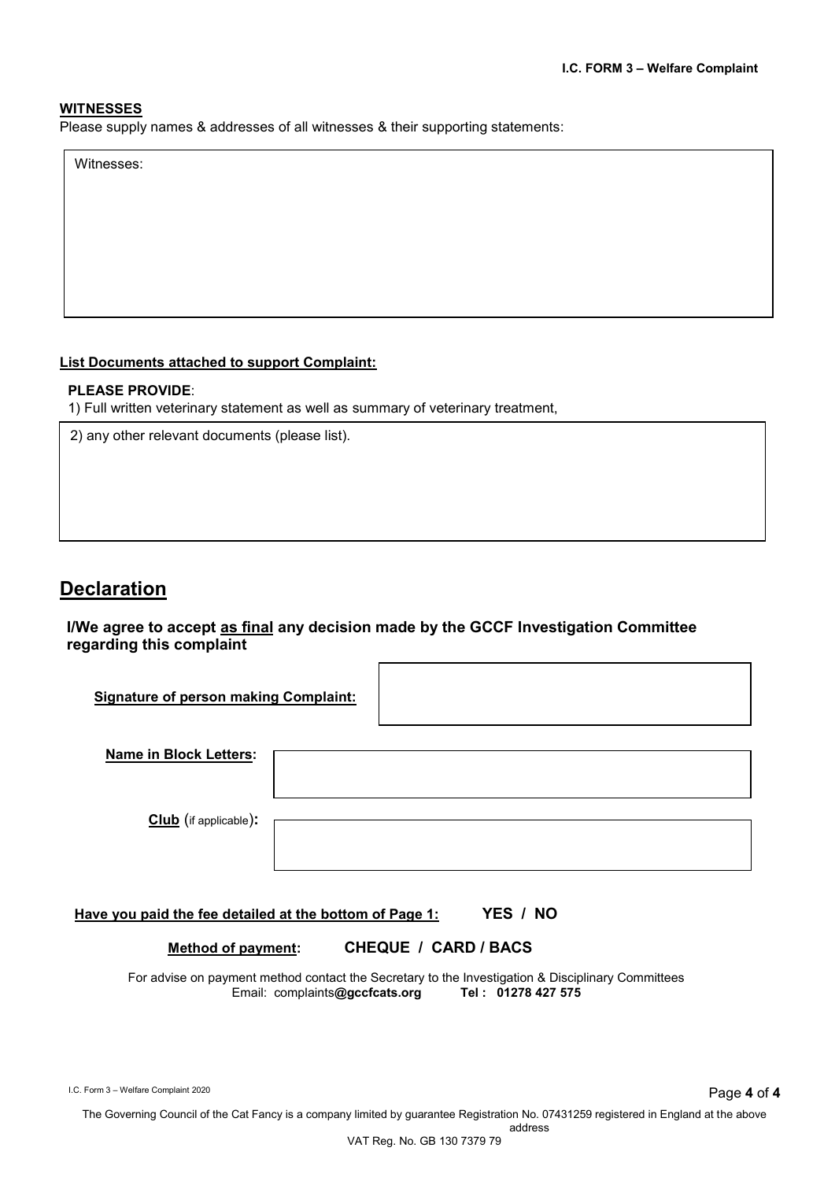**WITNESSES**

Please supply names & addresses of all witnesses & their supporting statements:

Witnesses:

**List Documents attached to support Complaint:**

**PLEASE PROVIDE**:

1) Full written veterinary statement as well as summary of veterinary treatment,

2) any other relevant documents (please list).

## Declaration

**I/We agree to accept as final any decision made by the GCCF Investigation Committee regarding this complaint**

**Signature of person making Complaint:**

**Name in Block Letters:**

**Club** (if applicable)**:**

**Have you paid the fee detailed at the bottom of Page 1:** **YES / NO**

**Method of payment:** **CHEQUE / CARD / BACS**

For advise on payment method contact the Secretary to the Investigation & Disciplinary Committees
Email: complaints**@gccfcats.org** **Tel : 01278 427 575**

The Governing Council of the Cat Fancy is a company limited by guarantee Registration No. 07431259 registered in England at the above address
VAT Reg. No. GB 130 7379 79